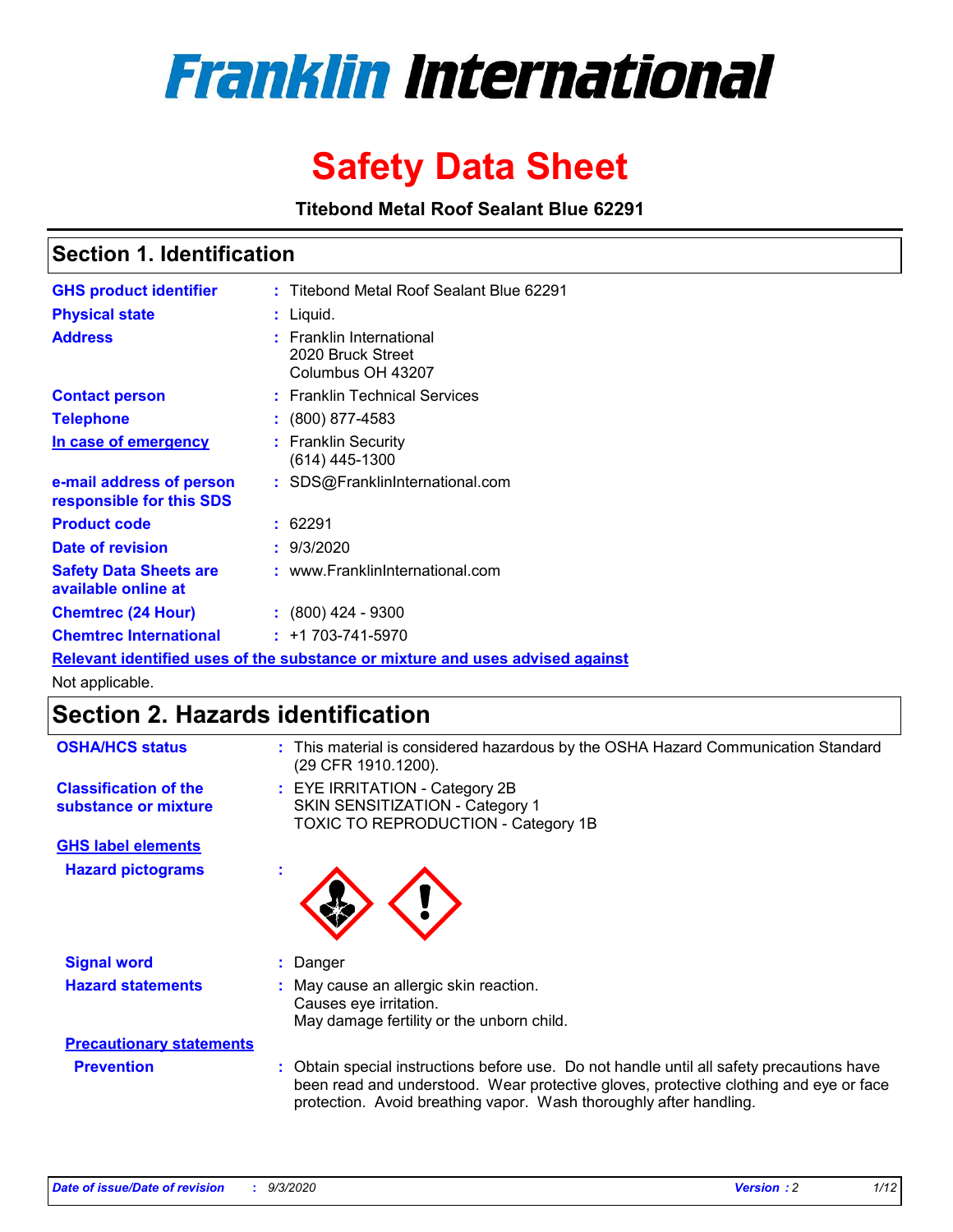# Franklin International

# Safety Data Sheet

**Titebond Metal Roof Sealant Blue 62291**

## Section 1. Identification

| | | |
|---|---|---|
| **GHS product identifier** | : | Titebond Metal Roof Sealant Blue 62291 |
| **Physical state** | : | Liquid. |
| **Address** | : | Franklin International<br>2020 Bruck Street<br>Columbus OH 43207 |
| **Contact person** | : | Franklin Technical Services |
| **Telephone** | : | (800) 877-4583 |
| **In case of emergency** | : | Franklin Security<br>(614) 445-1300 |
| **e-mail address of person responsible for this SDS** | : | SDS@FranklinInternational.com |
| **Product code** | : | 62291 |
| **Date of revision** | : | 9/3/2020 |
| **Safety Data Sheets are available online at** | : | www.FranklinInternational.com |
| **Chemtrec (24 Hour)** | : | (800) 424 - 9300 |
| **Chemtrec International** | : | +1 703-741-5970 |

**Relevant identified uses of the substance or mixture and uses advised against**

Not applicable.

## Section 2. Hazards identification

| | | |
|---|---|---|
| **OSHA/HCS status** | : | This material is considered hazardous by the OSHA Hazard Communication Standard (29 CFR 1910.1200). |
| **Classification of the substance or mixture** | : | EYE IRRITATION - Category 2B<br>SKIN SENSITIZATION - Category 1<br>TOXIC TO REPRODUCTION - Category 1B |

**GHS label elements**

| | | |
|---|---|---|
| **Hazard pictograms** | : | |
| **Signal word** | : | Danger |
| **Hazard statements** | : | May cause an allergic skin reaction.<br>Causes eye irritation.<br>May damage fertility or the unborn child. |

**Precautionary statements**

| | | |
|---|---|---|
| **Prevention** | : | Obtain special instructions before use. Do not handle until all safety precautions have been read and understood. Wear protective gloves, protective clothing and eye or face protection. Avoid breathing vapor. Wash thoroughly after handling. |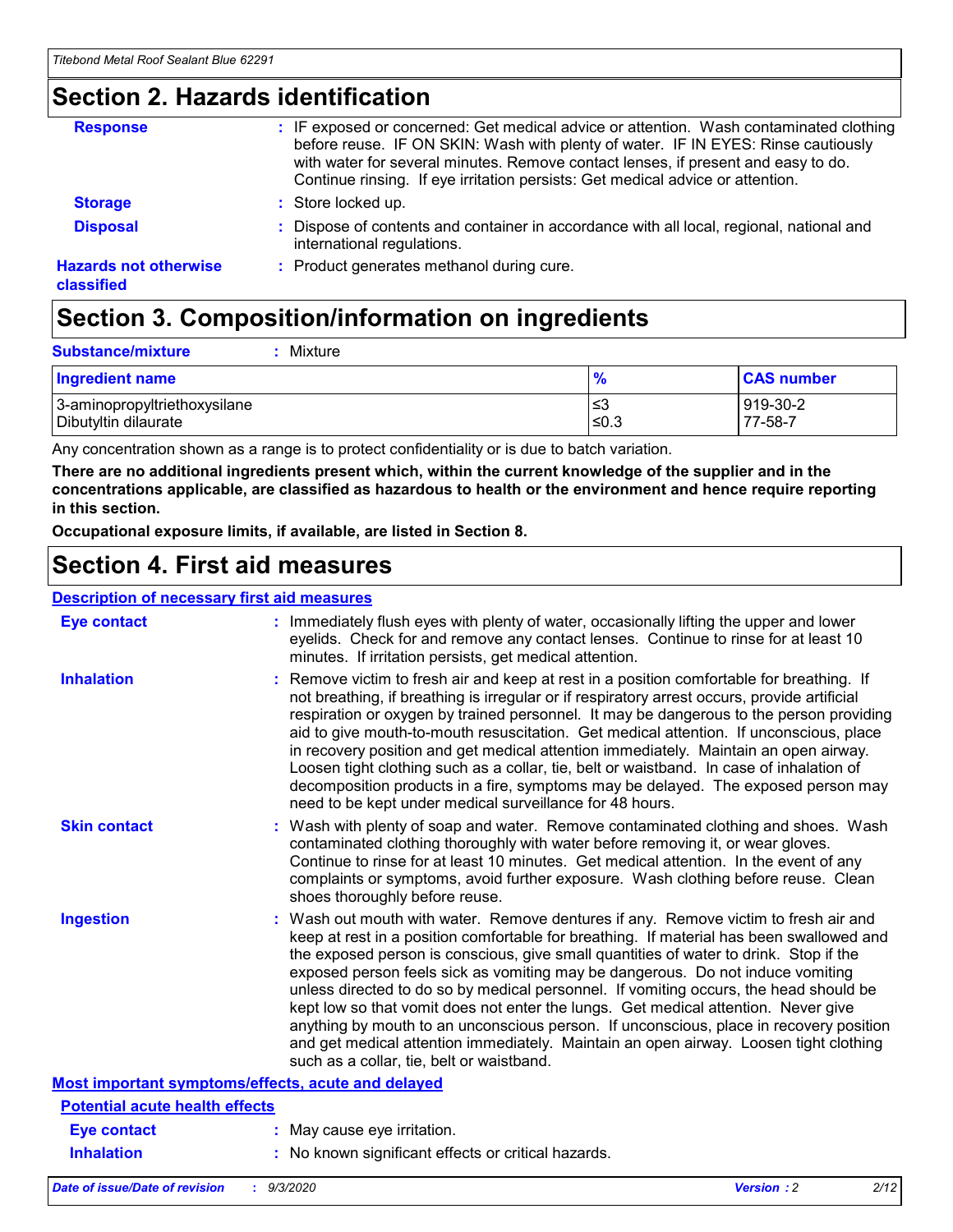## Section 2. Hazards identification

**Response** : IF exposed or concerned: Get medical advice or attention. Wash contaminated clothing before reuse. IF ON SKIN: Wash with plenty of water. IF IN EYES: Rinse cautiously with water for several minutes. Remove contact lenses, if present and easy to do. Continue rinsing. If eye irritation persists: Get medical advice or attention.

**Storage** : Store locked up.

**Disposal** : Dispose of contents and container in accordance with all local, regional, national and international regulations.

**Hazards not otherwise classified** : Product generates methanol during cure.

## Section 3. Composition/information on ingredients

**Substance/mixture** : Mixture

| Ingredient name | % | CAS number |
| --- | --- | --- |
| 3-aminopropyltriethoxysilane | ≤3 | 919-30-2 |
| Dibutyltin dilaurate | ≤0.3 | 77-58-7 |

Any concentration shown as a range is to protect confidentiality or is due to batch variation.

**There are no additional ingredients present which, within the current knowledge of the supplier and in the concentrations applicable, are classified as hazardous to health or the environment and hence require reporting in this section.**

**Occupational exposure limits, if available, are listed in Section 8.**

## Section 4. First aid measures

### Description of necessary first aid measures

**Eye contact** : Immediately flush eyes with plenty of water, occasionally lifting the upper and lower eyelids. Check for and remove any contact lenses. Continue to rinse for at least 10 minutes. If irritation persists, get medical attention.

**Inhalation** : Remove victim to fresh air and keep at rest in a position comfortable for breathing. If not breathing, if breathing is irregular or if respiratory arrest occurs, provide artificial respiration or oxygen by trained personnel. It may be dangerous to the person providing aid to give mouth-to-mouth resuscitation. Get medical attention. If unconscious, place in recovery position and get medical attention immediately. Maintain an open airway. Loosen tight clothing such as a collar, tie, belt or waistband. In case of inhalation of decomposition products in a fire, symptoms may be delayed. The exposed person may need to be kept under medical surveillance for 48 hours.

**Skin contact** : Wash with plenty of soap and water. Remove contaminated clothing and shoes. Wash contaminated clothing thoroughly with water before removing it, or wear gloves. Continue to rinse for at least 10 minutes. Get medical attention. In the event of any complaints or symptoms, avoid further exposure. Wash clothing before reuse. Clean shoes thoroughly before reuse.

**Ingestion** : Wash out mouth with water. Remove dentures if any. Remove victim to fresh air and keep at rest in a position comfortable for breathing. If material has been swallowed and the exposed person is conscious, give small quantities of water to drink. Stop if the exposed person feels sick as vomiting may be dangerous. Do not induce vomiting unless directed to do so by medical personnel. If vomiting occurs, the head should be kept low so that vomit does not enter the lungs. Get medical attention. Never give anything by mouth to an unconscious person. If unconscious, place in recovery position and get medical attention immediately. Maintain an open airway. Loosen tight clothing such as a collar, tie, belt or waistband.

### Most important symptoms/effects, acute and delayed

#### Potential acute health effects

**Eye contact** : May cause eye irritation.

**Inhalation** : No known significant effects or critical hazards.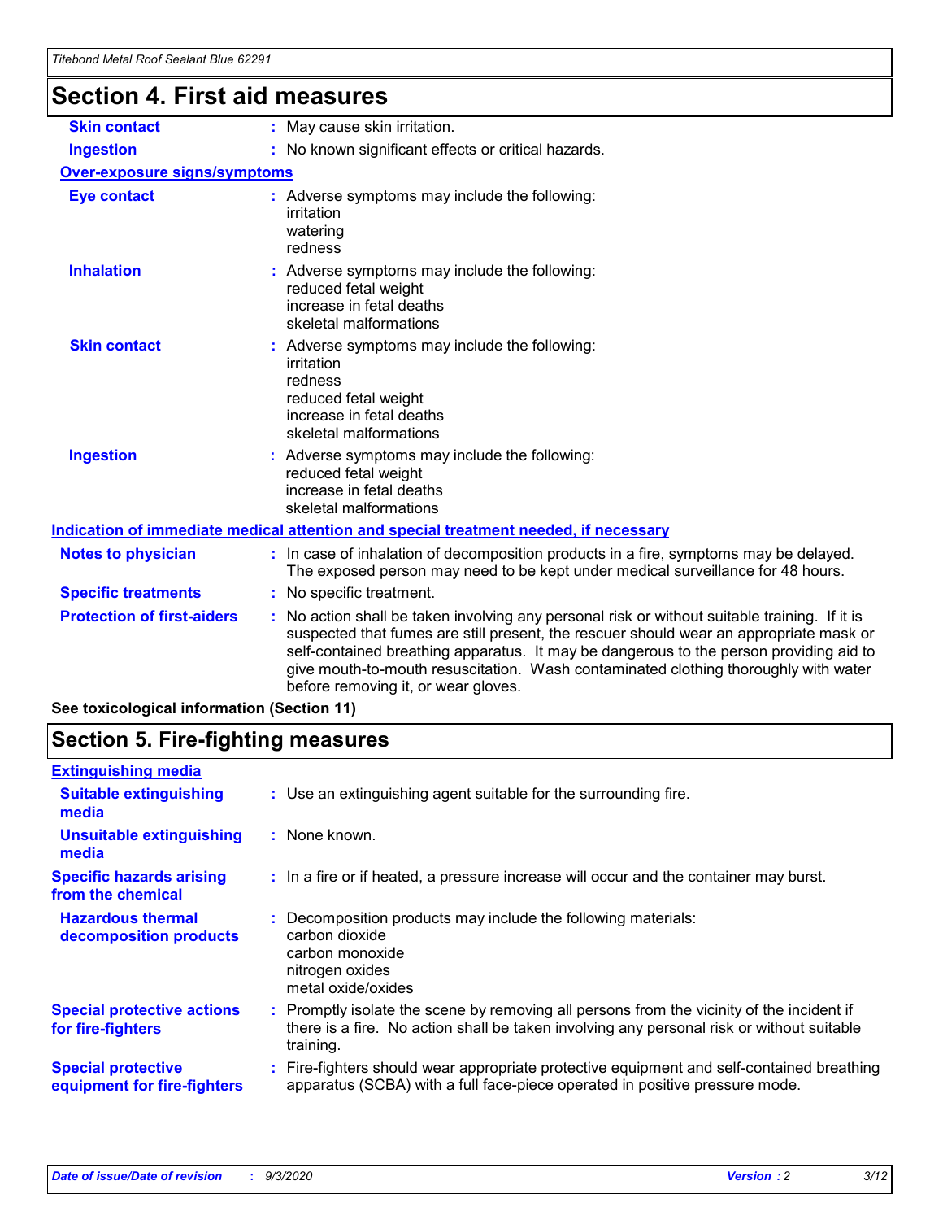## Section 4. First aid measures

| | |
|---|---|
| **Skin contact** | : May cause skin irritation. |
| **Ingestion** | : No known significant effects or critical hazards. |

**Over-exposure signs/symptoms**

| | |
|---|---|
| **Eye contact** | : Adverse symptoms may include the following:<br>irritation<br>watering<br>redness |
| **Inhalation** | : Adverse symptoms may include the following:<br>reduced fetal weight<br>increase in fetal deaths<br>skeletal malformations |
| **Skin contact** | : Adverse symptoms may include the following:<br>irritation<br>redness<br>reduced fetal weight<br>increase in fetal deaths<br>skeletal malformations |
| **Ingestion** | : Adverse symptoms may include the following:<br>reduced fetal weight<br>increase in fetal deaths<br>skeletal malformations |

**Indication of immediate medical attention and special treatment needed, if necessary**

| | |
|---|---|
| **Notes to physician** | : In case of inhalation of decomposition products in a fire, symptoms may be delayed. The exposed person may need to be kept under medical surveillance for 48 hours. |
| **Specific treatments** | : No specific treatment. |
| **Protection of first-aiders** | : No action shall be taken involving any personal risk or without suitable training. If it is suspected that fumes are still present, the rescuer should wear an appropriate mask or self-contained breathing apparatus. It may be dangerous to the person providing aid to give mouth-to-mouth resuscitation. Wash contaminated clothing thoroughly with water before removing it, or wear gloves. |

**See toxicological information (Section 11)**

## Section 5. Fire-fighting measures

**Extinguishing media**

| | |
|---|---|
| **Suitable extinguishing media** | : Use an extinguishing agent suitable for the surrounding fire. |
| **Unsuitable extinguishing media** | : None known. |
| **Specific hazards arising from the chemical** | : In a fire or if heated, a pressure increase will occur and the container may burst. |
| **Hazardous thermal decomposition products** | : Decomposition products may include the following materials:<br>carbon dioxide<br>carbon monoxide<br>nitrogen oxides<br>metal oxide/oxides |
| **Special protective actions for fire-fighters** | : Promptly isolate the scene by removing all persons from the vicinity of the incident if there is a fire. No action shall be taken involving any personal risk or without suitable training. |
| **Special protective equipment for fire-fighters** | : Fire-fighters should wear appropriate protective equipment and self-contained breathing apparatus (SCBA) with a full face-piece operated in positive pressure mode. |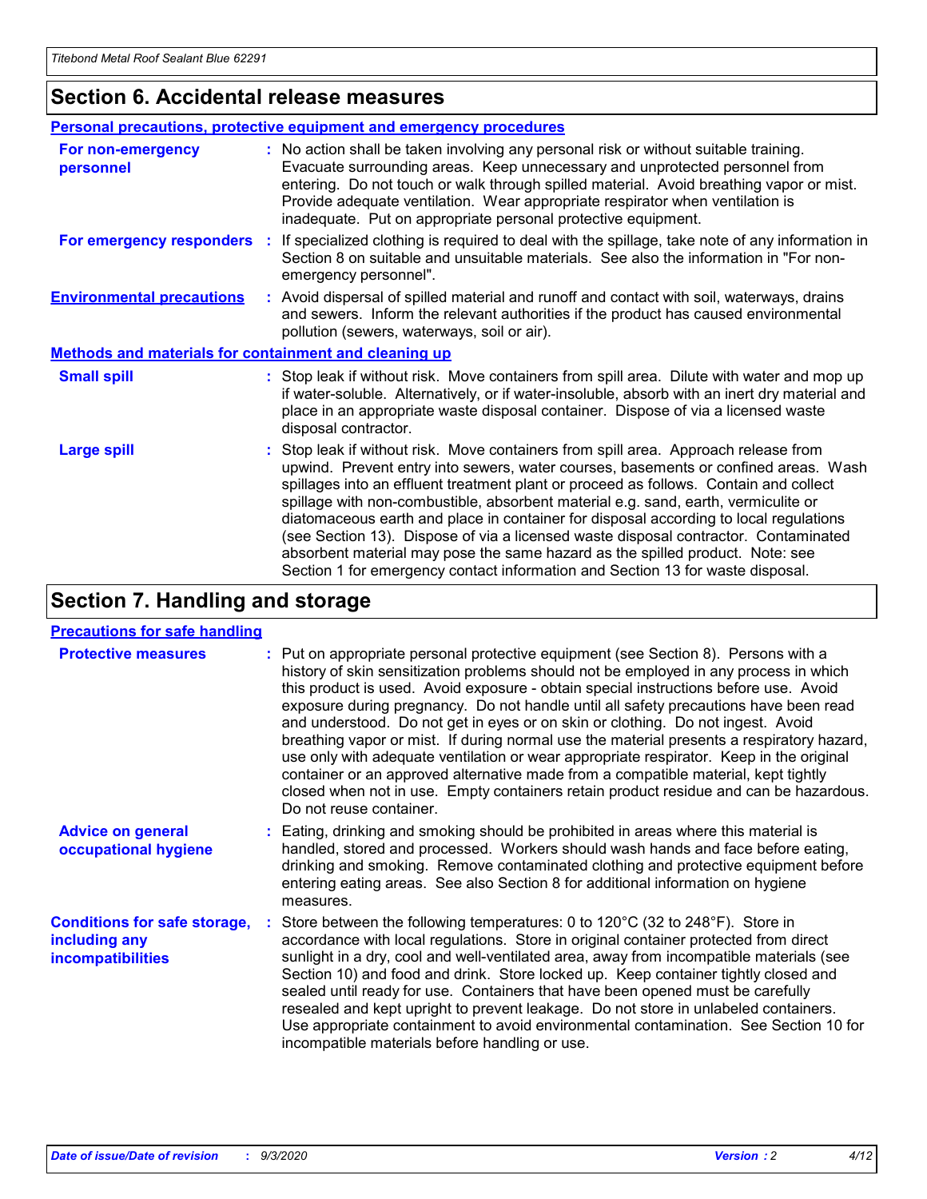## Section 6. Accidental release measures

### Personal precautions, protective equipment and emergency procedures

**For non-emergency personnel** : No action shall be taken involving any personal risk or without suitable training. Evacuate surrounding areas. Keep unnecessary and unprotected personnel from entering. Do not touch or walk through spilled material. Avoid breathing vapor or mist. Provide adequate ventilation. Wear appropriate respirator when ventilation is inadequate. Put on appropriate personal protective equipment.

**For emergency responders** : If specialized clothing is required to deal with the spillage, take note of any information in Section 8 on suitable and unsuitable materials. See also the information in "For non-emergency personnel".

**Environmental precautions** : Avoid dispersal of spilled material and runoff and contact with soil, waterways, drains and sewers. Inform the relevant authorities if the product has caused environmental pollution (sewers, waterways, soil or air).

### Methods and materials for containment and cleaning up

**Small spill** : Stop leak if without risk. Move containers from spill area. Dilute with water and mop up if water-soluble. Alternatively, or if water-insoluble, absorb with an inert dry material and place in an appropriate waste disposal container. Dispose of via a licensed waste disposal contractor.

**Large spill** : Stop leak if without risk. Move containers from spill area. Approach release from upwind. Prevent entry into sewers, water courses, basements or confined areas. Wash spillages into an effluent treatment plant or proceed as follows. Contain and collect spillage with non-combustible, absorbent material e.g. sand, earth, vermiculite or diatomaceous earth and place in container for disposal according to local regulations (see Section 13). Dispose of via a licensed waste disposal contractor. Contaminated absorbent material may pose the same hazard as the spilled product. Note: see Section 1 for emergency contact information and Section 13 for waste disposal.

## Section 7. Handling and storage

### Precautions for safe handling

**Protective measures** : Put on appropriate personal protective equipment (see Section 8). Persons with a history of skin sensitization problems should not be employed in any process in which this product is used. Avoid exposure - obtain special instructions before use. Avoid exposure during pregnancy. Do not handle until all safety precautions have been read and understood. Do not get in eyes or on skin or clothing. Do not ingest. Avoid breathing vapor or mist. If during normal use the material presents a respiratory hazard, use only with adequate ventilation or wear appropriate respirator. Keep in the original container or an approved alternative made from a compatible material, kept tightly closed when not in use. Empty containers retain product residue and can be hazardous. Do not reuse container.

**Advice on general occupational hygiene** : Eating, drinking and smoking should be prohibited in areas where this material is handled, stored and processed. Workers should wash hands and face before eating, drinking and smoking. Remove contaminated clothing and protective equipment before entering eating areas. See also Section 8 for additional information on hygiene measures.

**Conditions for safe storage, including any incompatibilities** : Store between the following temperatures: 0 to 120°C (32 to 248°F). Store in accordance with local regulations. Store in original container protected from direct sunlight in a dry, cool and well-ventilated area, away from incompatible materials (see Section 10) and food and drink. Store locked up. Keep container tightly closed and sealed until ready for use. Containers that have been opened must be carefully resealed and kept upright to prevent leakage. Do not store in unlabeled containers. Use appropriate containment to avoid environmental contamination. See Section 10 for incompatible materials before handling or use.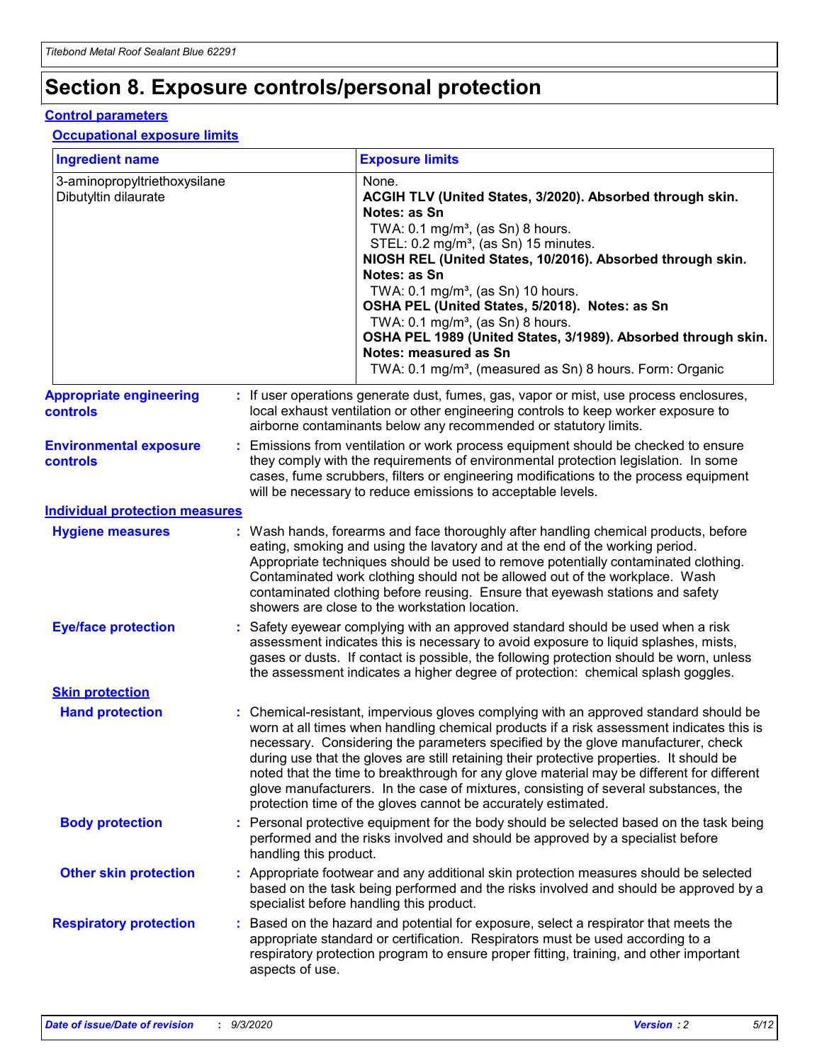# Section 8. Exposure controls/personal protection

## Control parameters

### Occupational exposure limits

| Ingredient name | Exposure limits |
| --- | --- |
| 3-aminopropyltriethoxysilane | None. |
| Dibutyltin dilaurate | **ACGIH TLV (United States, 3/2020). Absorbed through skin. Notes: as Sn**<br>TWA: 0.1 mg/m³, (as Sn) 8 hours.<br>STEL: 0.2 mg/m³, (as Sn) 15 minutes.<br>**NIOSH REL (United States, 10/2016). Absorbed through skin. Notes: as Sn**<br>TWA: 0.1 mg/m³, (as Sn) 10 hours.<br>**OSHA PEL (United States, 5/2018). Notes: as Sn**<br>TWA: 0.1 mg/m³, (as Sn) 8 hours.<br>**OSHA PEL 1989 (United States, 3/1989). Absorbed through skin. Notes: measured as Sn**<br>TWA: 0.1 mg/m³, (measured as Sn) 8 hours. Form: Organic |

**Appropriate engineering controls** : If user operations generate dust, fumes, gas, vapor or mist, use process enclosures, local exhaust ventilation or other engineering controls to keep worker exposure to airborne contaminants below any recommended or statutory limits.

**Environmental exposure controls** : Emissions from ventilation or work process equipment should be checked to ensure they comply with the requirements of environmental protection legislation. In some cases, fume scrubbers, filters or engineering modifications to the process equipment will be necessary to reduce emissions to acceptable levels.

## Individual protection measures

**Hygiene measures** : Wash hands, forearms and face thoroughly after handling chemical products, before eating, smoking and using the lavatory and at the end of the working period. Appropriate techniques should be used to remove potentially contaminated clothing. Contaminated work clothing should not be allowed out of the workplace. Wash contaminated clothing before reusing. Ensure that eyewash stations and safety showers are close to the workstation location.

**Eye/face protection** : Safety eyewear complying with an approved standard should be used when a risk assessment indicates this is necessary to avoid exposure to liquid splashes, mists, gases or dusts. If contact is possible, the following protection should be worn, unless the assessment indicates a higher degree of protection: chemical splash goggles.

### Skin protection

**Hand protection** : Chemical-resistant, impervious gloves complying with an approved standard should be worn at all times when handling chemical products if a risk assessment indicates this is necessary. Considering the parameters specified by the glove manufacturer, check during use that the gloves are still retaining their protective properties. It should be noted that the time to breakthrough for any glove material may be different for different glove manufacturers. In the case of mixtures, consisting of several substances, the protection time of the gloves cannot be accurately estimated.

**Body protection** : Personal protective equipment for the body should be selected based on the task being performed and the risks involved and should be approved by a specialist before handling this product.

**Other skin protection** : Appropriate footwear and any additional skin protection measures should be selected based on the task being performed and the risks involved and should be approved by a specialist before handling this product.

**Respiratory protection** : Based on the hazard and potential for exposure, select a respirator that meets the appropriate standard or certification. Respirators must be used according to a respiratory protection program to ensure proper fitting, training, and other important aspects of use.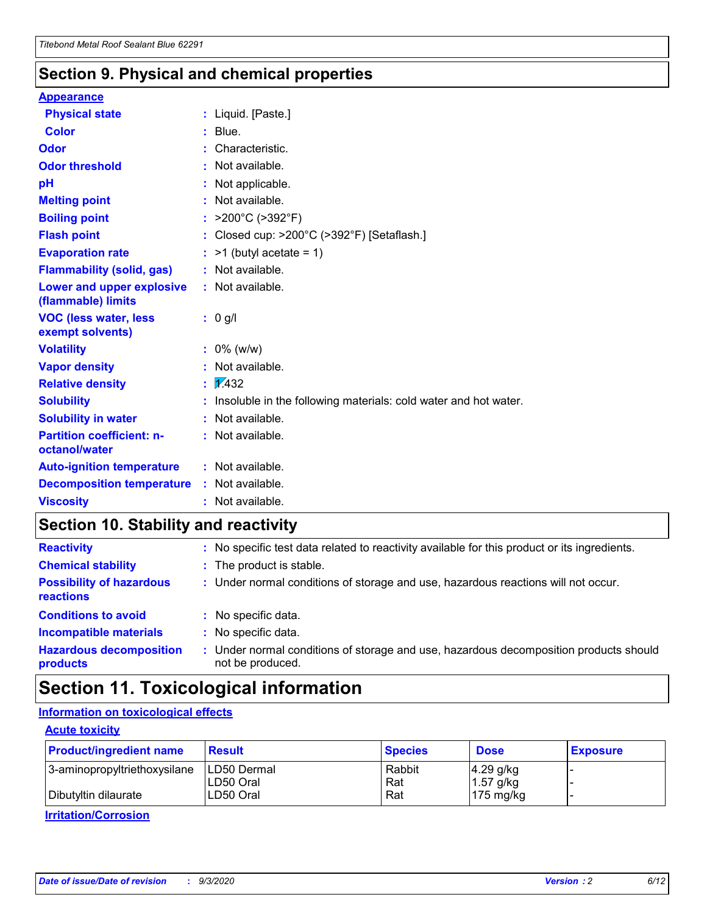## Section 9. Physical and chemical properties

**Appearance**

| | |
|---|---|
| **Physical state** | : Liquid. [Paste.] |
| **Color** | : Blue. |
| **Odor** | : Characteristic. |
| **Odor threshold** | : Not available. |
| **pH** | : Not applicable. |
| **Melting point** | : Not available. |
| **Boiling point** | : >200°C (>392°F) |
| **Flash point** | : Closed cup: >200°C (>392°F) [Setaflash.] |
| **Evaporation rate** | : >1 (butyl acetate = 1) |
| **Flammability (solid, gas)** | : Not available. |
| **Lower and upper explosive (flammable) limits** | : Not available. |
| **VOC (less water, less exempt solvents)** | : 0 g/l |
| **Volatility** | : 0% (w/w) |
| **Vapor density** | : Not available. |
| **Relative density** | : 1.432 |
| **Solubility** | : Insoluble in the following materials: cold water and hot water. |
| **Solubility in water** | : Not available. |
| **Partition coefficient: n-octanol/water** | : Not available. |
| **Auto-ignition temperature** | : Not available. |
| **Decomposition temperature** | : Not available. |
| **Viscosity** | : Not available. |

## Section 10. Stability and reactivity

| | |
|---|---|
| **Reactivity** | : No specific test data related to reactivity available for this product or its ingredients. |
| **Chemical stability** | : The product is stable. |
| **Possibility of hazardous reactions** | : Under normal conditions of storage and use, hazardous reactions will not occur. |
| **Conditions to avoid** | : No specific data. |
| **Incompatible materials** | : No specific data. |
| **Hazardous decomposition products** | : Under normal conditions of storage and use, hazardous decomposition products should not be produced. |

## Section 11. Toxicological information

**Information on toxicological effects**

**Acute toxicity**

| Product/ingredient name | Result | Species | Dose | Exposure |
|---|---|---|---|---|
| 3-aminopropyltriethoxysilane | LD50 Dermal | Rabbit | 4.29 g/kg | - |
| | LD50 Oral | Rat | 1.57 g/kg | - |
| Dibutyltin dilaurate | LD50 Oral | Rat | 175 mg/kg | - |

**Irritation/Corrosion**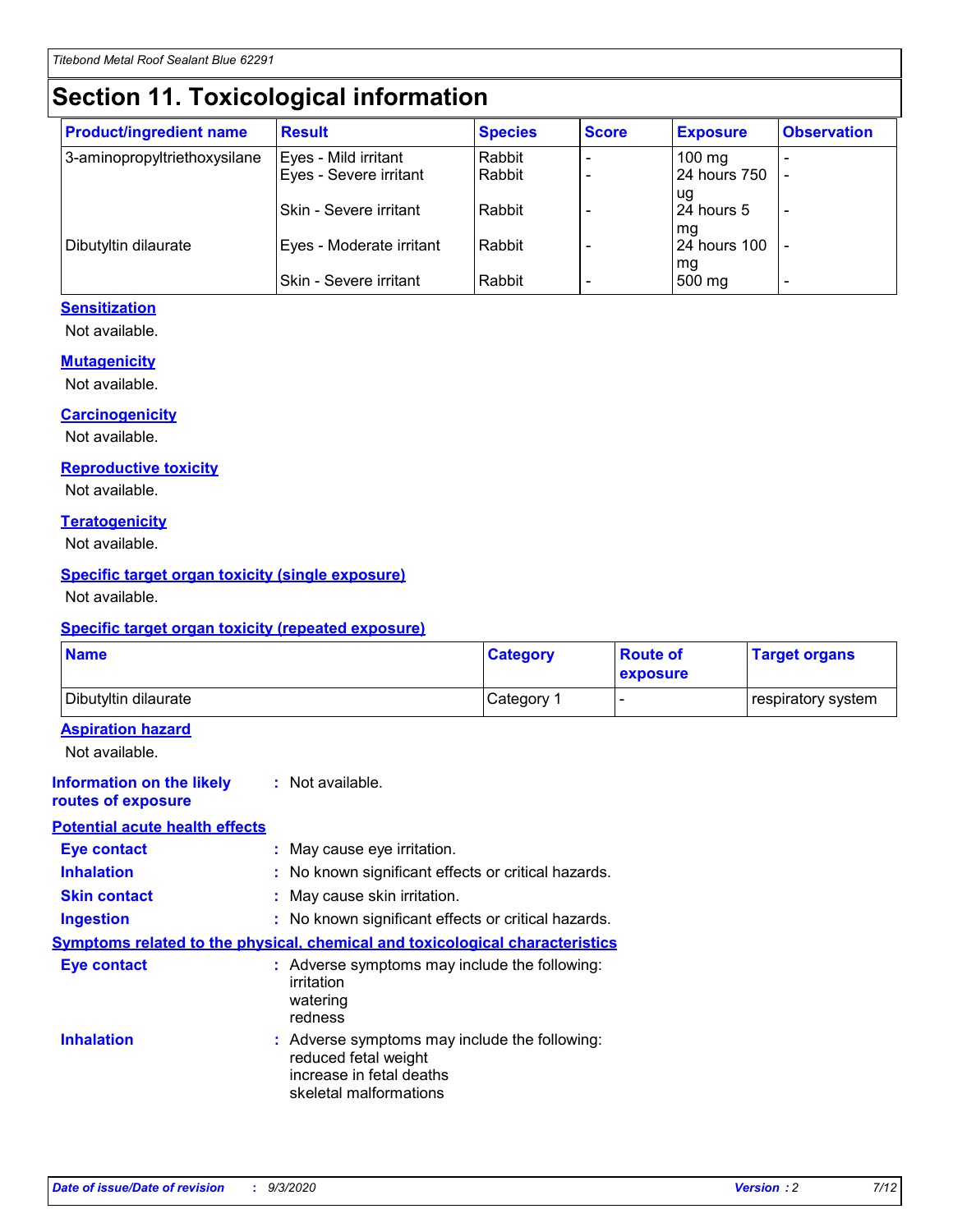# Section 11. Toxicological information

| Product/ingredient name | Result | Species | Score | Exposure | Observation |
|---|---|---|---|---|---|
| 3-aminopropyltriethoxysilane | Eyes - Mild irritant | Rabbit | - | 100 mg | - |
| | Eyes - Severe irritant | Rabbit | - | 24 hours 750 ug | - |
| | Skin - Severe irritant | Rabbit | - | 24 hours 5 mg | - |
| Dibutyltin dilaurate | Eyes - Moderate irritant | Rabbit | - | 24 hours 100 mg | - |
| | Skin - Severe irritant | Rabbit | - | 500 mg | - |

### Sensitization

Not available.

### Mutagenicity

Not available.

### Carcinogenicity

Not available.

### Reproductive toxicity

Not available.

### Teratogenicity

Not available.

### Specific target organ toxicity (single exposure)

Not available.

### Specific target organ toxicity (repeated exposure)

| Name | Category | Route of exposure | Target organs |
|---|---|---|---|
| Dibutyltin dilaurate | Category 1 | - | respiratory system |

### Aspiration hazard

Not available.

**Information on the likely routes of exposure** : Not available.

### Potential acute health effects

**Eye contact** : May cause eye irritation.

**Inhalation** : No known significant effects or critical hazards.

**Skin contact** : May cause skin irritation.

**Ingestion** : No known significant effects or critical hazards.

### Symptoms related to the physical, chemical and toxicological characteristics

**Eye contact** : Adverse symptoms may include the following:
irritation
watering
redness

**Inhalation** : Adverse symptoms may include the following:
reduced fetal weight
increase in fetal deaths
skeletal malformations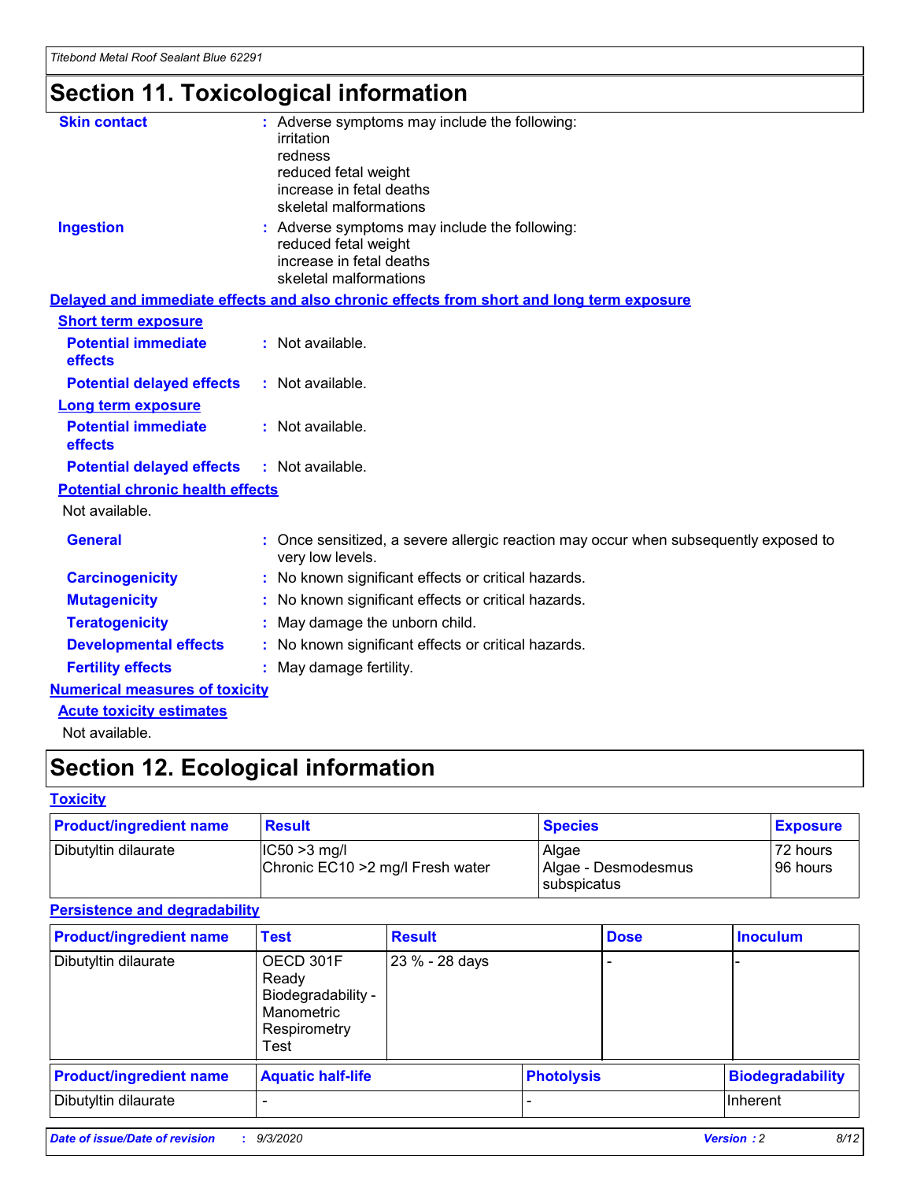# Section 11. Toxicological information

**Skin contact** : Adverse symptoms may include the following:
irritation
redness
reduced fetal weight
increase in fetal deaths
skeletal malformations

**Ingestion** : Adverse symptoms may include the following:
reduced fetal weight
increase in fetal deaths
skeletal malformations

**Delayed and immediate effects and also chronic effects from short and long term exposure**

**Short term exposure**

**Potential immediate effects** : Not available.

**Potential delayed effects** : Not available.

**Long term exposure**

**Potential immediate effects** : Not available.

**Potential delayed effects** : Not available.

**Potential chronic health effects**

Not available.

**General** : Once sensitized, a severe allergic reaction may occur when subsequently exposed to very low levels.

**Carcinogenicity** : No known significant effects or critical hazards.

**Mutagenicity** : No known significant effects or critical hazards.

**Teratogenicity** : May damage the unborn child.

**Developmental effects** : No known significant effects or critical hazards.

**Fertility effects** : May damage fertility.

**Numerical measures of toxicity**

**Acute toxicity estimates**

Not available.

# Section 12. Ecological information

**Toxicity**

| Product/ingredient name | Result | Species | Exposure |
|---|---|---|---|
| Dibutyltin dilaurate | IC50 >3 mg/l<br>Chronic EC10 >2 mg/l Fresh water | Algae<br>Algae - Desmodesmus subspicatus | 72 hours<br>96 hours |

**Persistence and degradability**

| Product/ingredient name | Test | Result | Dose | Inoculum |
|---|---|---|---|---|
| Dibutyltin dilaurate | OECD 301F Ready Biodegradability - Manometric Respirometry Test | 23 % - 28 days | - | - |

| Product/ingredient name | Aquatic half-life | Photolysis | Biodegradability |
|---|---|---|---|
| Dibutyltin dilaurate | - | - | Inherent |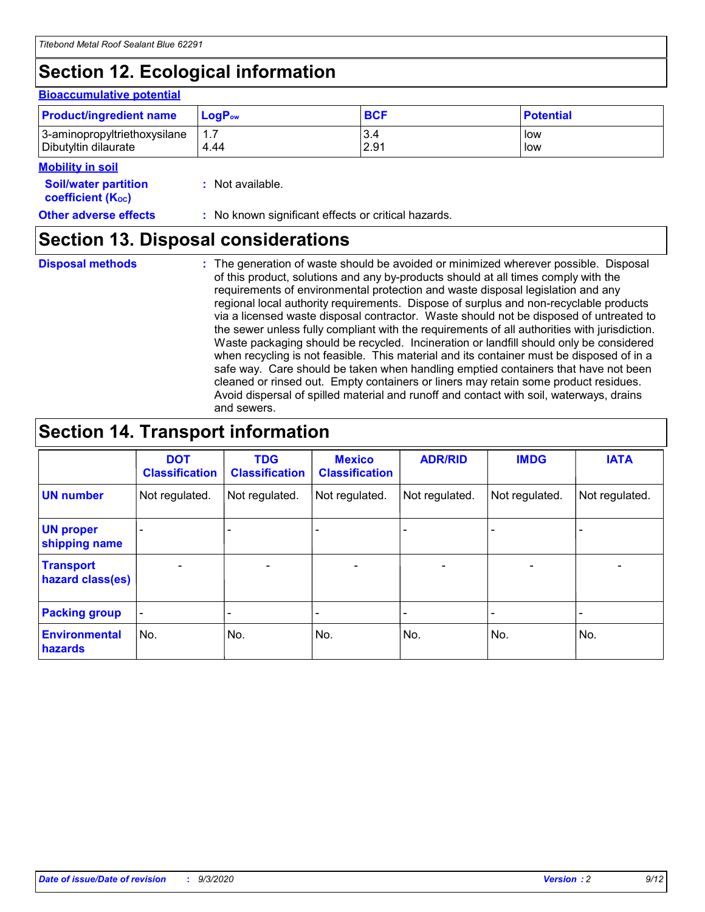## Section 12. Ecological information

### Bioaccumulative potential

| Product/ingredient name | $LogP_{ow}$ | BCF | Potential |
|---|---|---|---|
| 3-aminopropyltriethoxysilane | 1.7 | 3.4 | low |
| Dibutyltin dilaurate | 4.44 | 2.91 | low |

### Mobility in soil

**Soil/water partition coefficient ($K_{OC}$)** : Not available.

**Other adverse effects** : No known significant effects or critical hazards.

## Section 13. Disposal considerations

**Disposal methods** : The generation of waste should be avoided or minimized wherever possible. Disposal of this product, solutions and any by-products should at all times comply with the requirements of environmental protection and waste disposal legislation and any regional local authority requirements. Dispose of surplus and non-recyclable products via a licensed waste disposal contractor. Waste should not be disposed of untreated to the sewer unless fully compliant with the requirements of all authorities with jurisdiction. Waste packaging should be recycled. Incineration or landfill should only be considered when recycling is not feasible. This material and its container must be disposed of in a safe way. Care should be taken when handling emptied containers that have not been cleaned or rinsed out. Empty containers or liners may retain some product residues. Avoid dispersal of spilled material and runoff and contact with soil, waterways, drains and sewers.

## Section 14. Transport information

| | DOT Classification | TDG Classification | Mexico Classification | ADR/RID | IMDG | IATA |
|---|---|---|---|---|---|---|
| **UN number** | Not regulated. | Not regulated. | Not regulated. | Not regulated. | Not regulated. | Not regulated. |
| **UN proper shipping name** | - | - | - | - | - | - |
| **Transport hazard class(es)** | - | - | - | - | - | - |
| **Packing group** | - | - | - | - | - | - |
| **Environmental hazards** | No. | No. | No. | No. | No. | No. |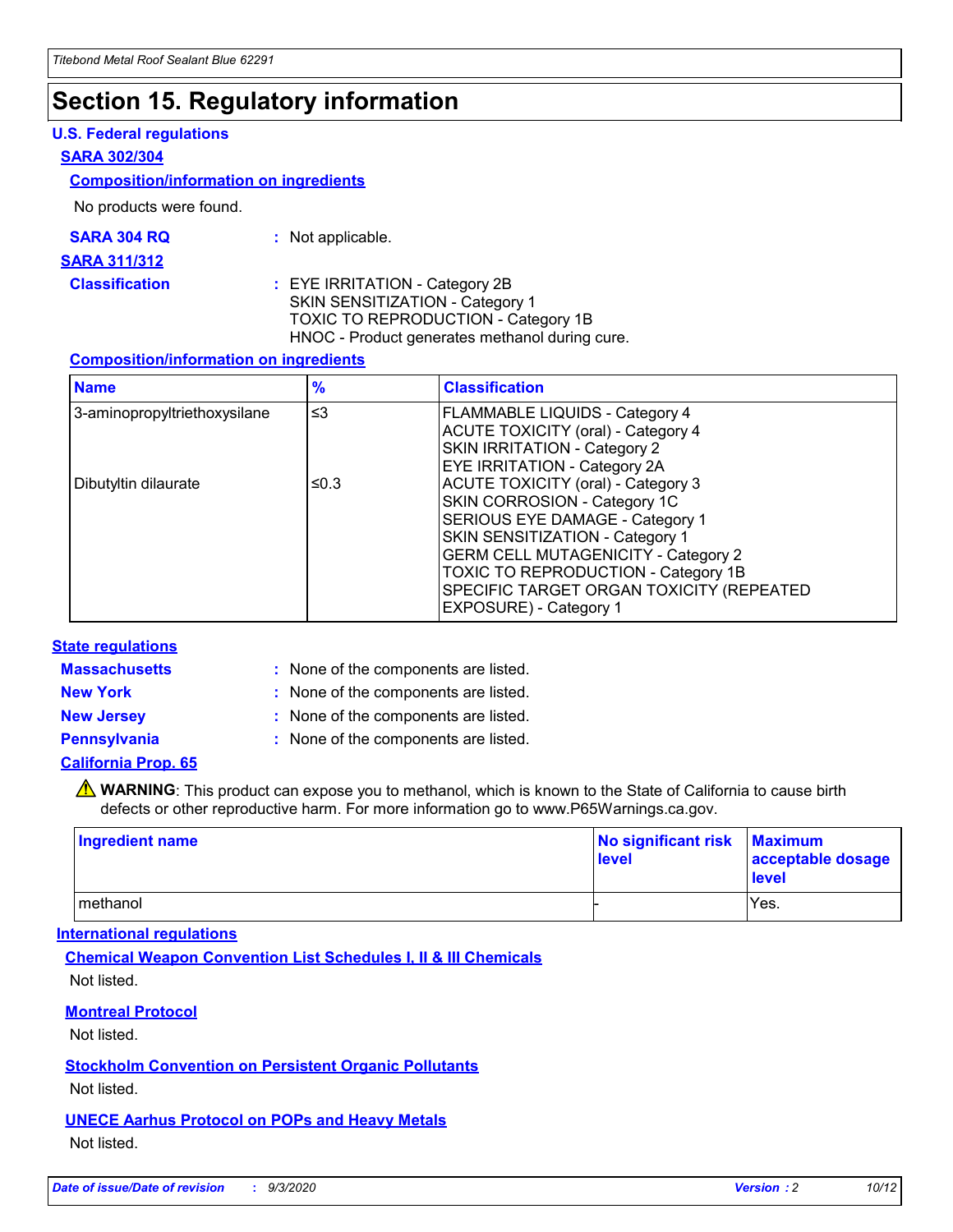# Section 15. Regulatory information

### U.S. Federal regulations

**SARA 302/304**

**Composition/information on ingredients**

No products were found.

**SARA 304 RQ** : Not applicable.

**SARA 311/312**

**Classification** : EYE IRRITATION - Category 2B
SKIN SENSITIZATION - Category 1
TOXIC TO REPRODUCTION - Category 1B
HNOC - Product generates methanol during cure.

**Composition/information on ingredients**

| Name | % | Classification |
| --- | --- | --- |
| 3-aminopropyltriethoxysilane | ≤3 | FLAMMABLE LIQUIDS - Category 4<br>ACUTE TOXICITY (oral) - Category 4<br>SKIN IRRITATION - Category 2<br>EYE IRRITATION - Category 2A |
| Dibutyltin dilaurate | ≤0.3 | ACUTE TOXICITY (oral) - Category 3<br>SKIN CORROSION - Category 1C<br>SERIOUS EYE DAMAGE - Category 1<br>SKIN SENSITIZATION - Category 1<br>GERM CELL MUTAGENICITY - Category 2<br>TOXIC TO REPRODUCTION - Category 1B<br>SPECIFIC TARGET ORGAN TOXICITY (REPEATED EXPOSURE) - Category 1 |

### State regulations

**Massachusetts** : None of the components are listed.

**New York** : None of the components are listed.

**New Jersey** : None of the components are listed.

**Pennsylvania** : None of the components are listed.

**California Prop. 65**

⚠ **WARNING**: This product can expose you to methanol, which is known to the State of California to cause birth defects or other reproductive harm. For more information go to www.P65Warnings.ca.gov.

| Ingredient name | No significant risk level | Maximum acceptable dosage level |
| --- | --- | --- |
| methanol | - | Yes. |

### International regulations

**Chemical Weapon Convention List Schedules I, II & III Chemicals**

Not listed.

**Montreal Protocol**

Not listed.

**Stockholm Convention on Persistent Organic Pollutants**

Not listed.

**UNECE Aarhus Protocol on POPs and Heavy Metals**

Not listed.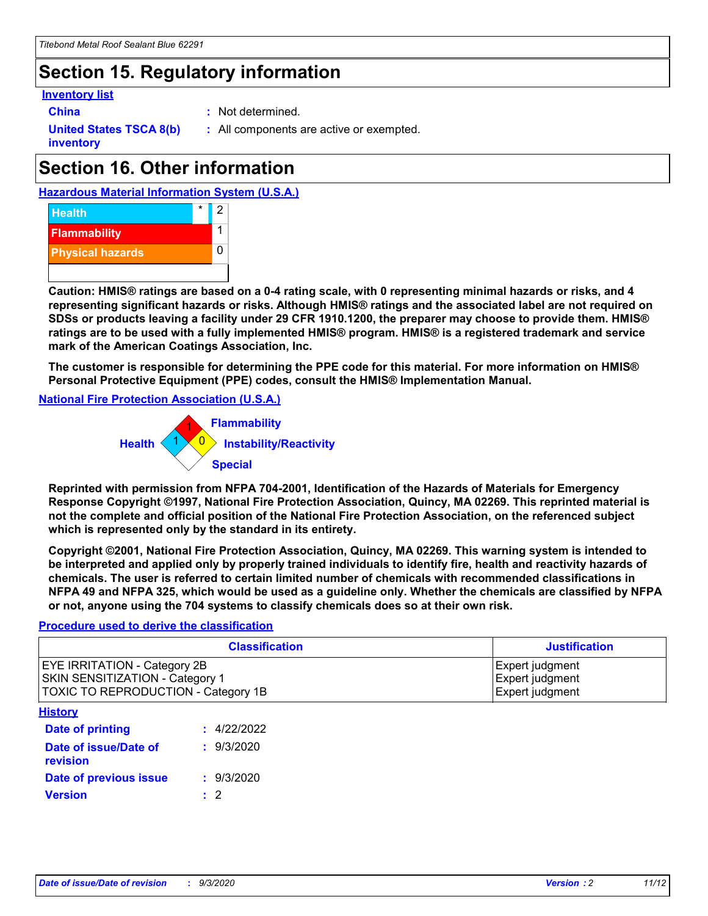# Section 15. Regulatory information

**Inventory list**

**China** : Not determined.

**United States TSCA 8(b) inventory** : All components are active or exempted.

# Section 16. Other information

**Hazardous Material Information System (U.S.A.)**

| | | |
|---|---|---|
| Health | * | 2 |
| Flammability | | 1 |
| Physical hazards | | 0 |

**Caution: HMIS® ratings are based on a 0-4 rating scale, with 0 representing minimal hazards or risks, and 4 representing significant hazards or risks. Although HMIS® ratings and the associated label are not required on SDSs or products leaving a facility under 29 CFR 1910.1200, the preparer may choose to provide them. HMIS® ratings are to be used with a fully implemented HMIS® program. HMIS® is a registered trademark and service mark of the American Coatings Association, Inc.**

**The customer is responsible for determining the PPE code for this material. For more information on HMIS® Personal Protective Equipment (PPE) codes, consult the HMIS® Implementation Manual.**

**National Fire Protection Association (U.S.A.)**

Flammability: 1
Health: 1
Instability/Reactivity: 0
Special:

**Reprinted with permission from NFPA 704-2001, Identification of the Hazards of Materials for Emergency Response Copyright ©1997, National Fire Protection Association, Quincy, MA 02269. This reprinted material is not the complete and official position of the National Fire Protection Association, on the referenced subject which is represented only by the standard in its entirety.**

**Copyright ©2001, National Fire Protection Association, Quincy, MA 02269. This warning system is intended to be interpreted and applied only by properly trained individuals to identify fire, health and reactivity hazards of chemicals. The user is referred to certain limited number of chemicals with recommended classifications in NFPA 49 and NFPA 325, which would be used as a guideline only. Whether the chemicals are classified by NFPA or not, anyone using the 704 systems to classify chemicals does so at their own risk.**

**Procedure used to derive the classification**

| Classification | Justification |
|---|---|
| EYE IRRITATION - Category 2B | Expert judgment |
| SKIN SENSITIZATION - Category 1 | Expert judgment |
| TOXIC TO REPRODUCTION - Category 1B | Expert judgment |

**History**

**Date of printing** : 4/22/2022

**Date of issue/Date of revision** : 9/3/2020

**Date of previous issue** : 9/3/2020

**Version** : 2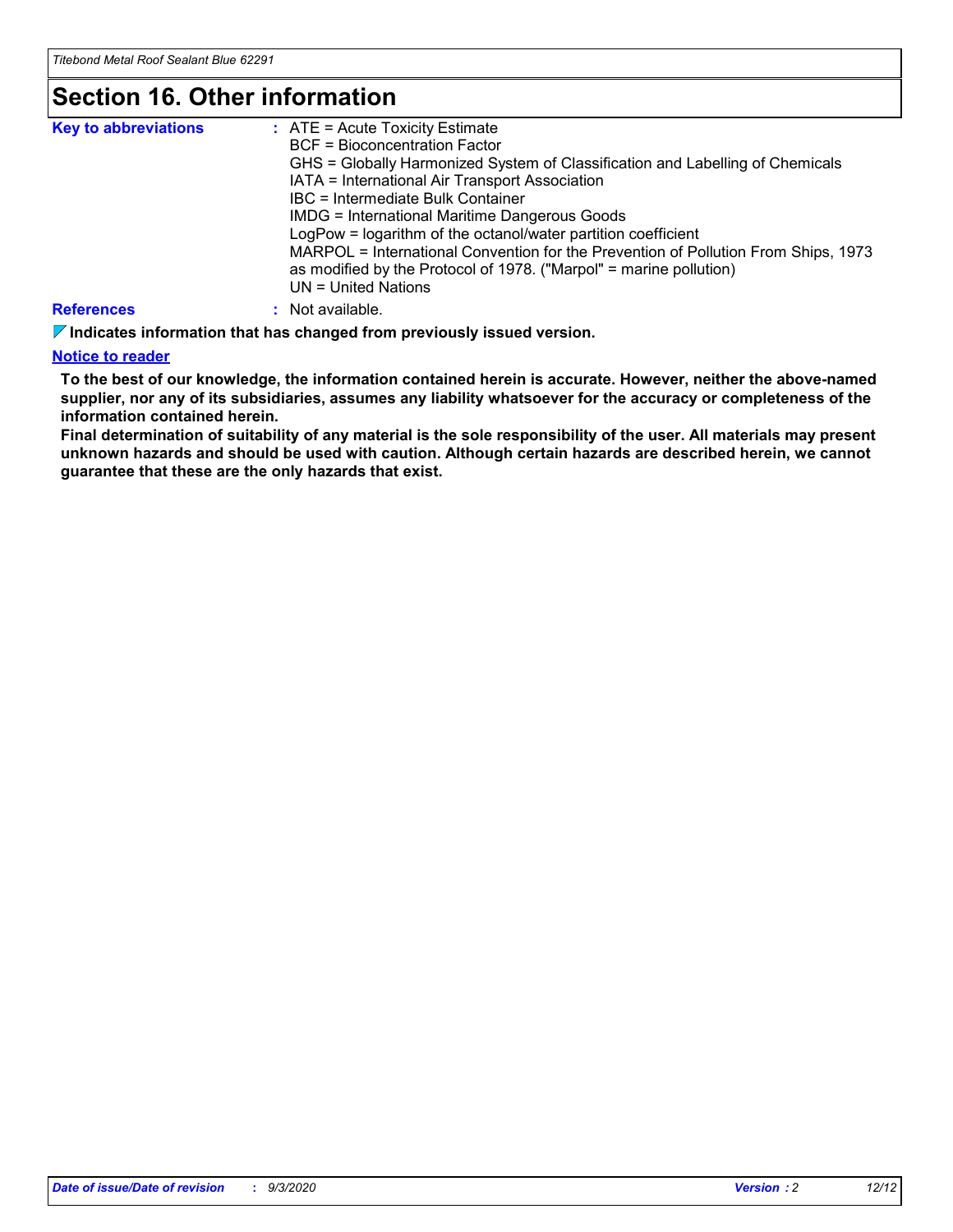# Section 16. Other information

**Key to abbreviations** : ATE = Acute Toxicity Estimate
BCF = Bioconcentration Factor
GHS = Globally Harmonized System of Classification and Labelling of Chemicals
IATA = International Air Transport Association
IBC = Intermediate Bulk Container
IMDG = International Maritime Dangerous Goods
LogPow = logarithm of the octanol/water partition coefficient
MARPOL = International Convention for the Prevention of Pollution From Ships, 1973 as modified by the Protocol of 1978. ("Marpol" = marine pollution)
UN = United Nations

**References** : Not available.

**Indicates information that has changed from previously issued version.**

**Notice to reader**

**To the best of our knowledge, the information contained herein is accurate. However, neither the above-named supplier, nor any of its subsidiaries, assumes any liability whatsoever for the accuracy or completeness of the information contained herein.**

**Final determination of suitability of any material is the sole responsibility of the user. All materials may present unknown hazards and should be used with caution. Although certain hazards are described herein, we cannot guarantee that these are the only hazards that exist.**